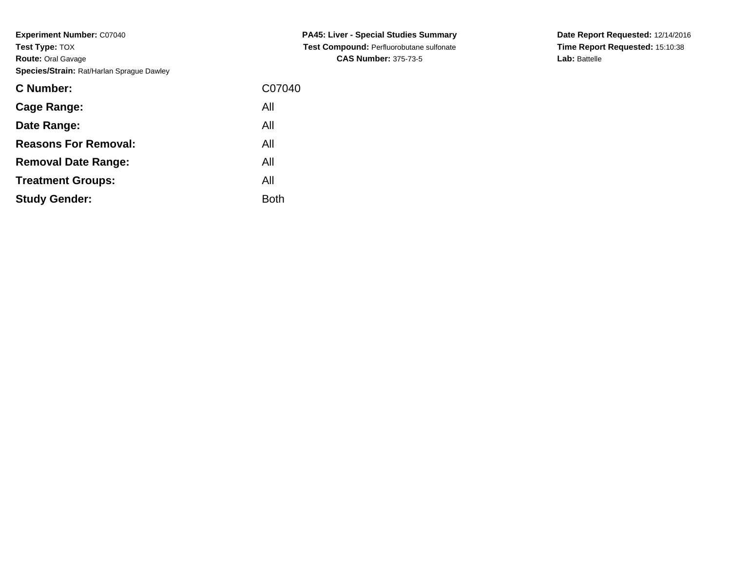**Experiment Number:** C07040
**Test Type:** TOX
**Route:** Oral Gavage
**Species/Strain:** Rat/Harlan Sprague Dawley

**PA45: Liver - Special Studies Summary**
**Test Compound:** Perfluorobutane sulfonate
**CAS Number:** 375-73-5

**Date Report Requested:** 12/14/2016
**Time Report Requested:** 15:10:38
**Lab:** Battelle

| | |
|---|---|
| **C Number:** | C07040 |
| **Cage Range:** | All |
| **Date Range:** | All |
| **Reasons For Removal:** | All |
| **Removal Date Range:** | All |
| **Treatment Groups:** | All |
| **Study Gender:** | Both |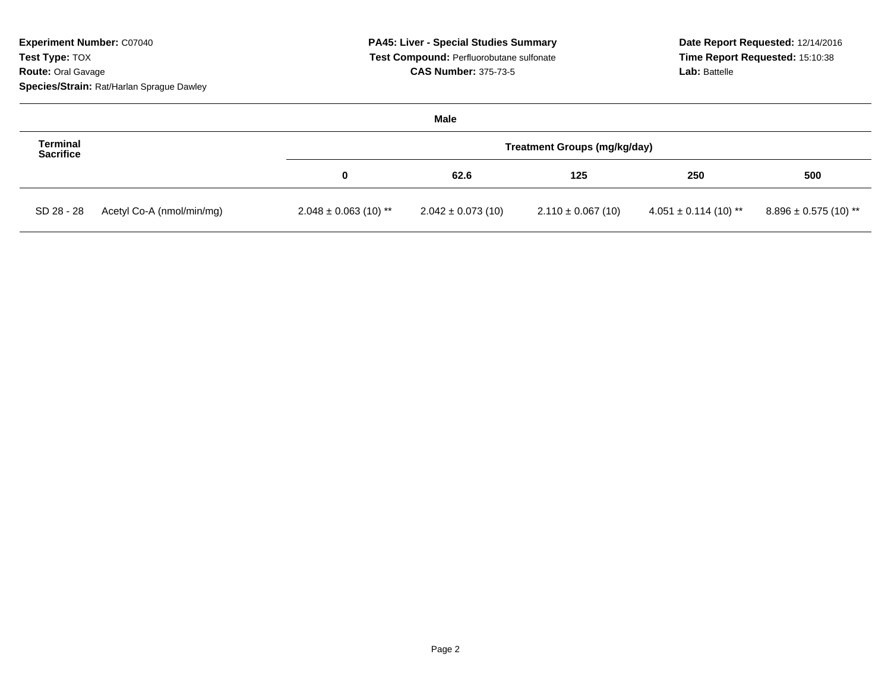**Experiment Number:** C07040
**Test Type:** TOX
**Route:** Oral Gavage
**Species/Strain:** Rat/Harlan Sprague Dawley

**PA45: Liver - Special Studies Summary**
**Test Compound:** Perfluorobutane sulfonate
**CAS Number:** 375-73-5

**Date Report Requested:** 12/14/2016
**Time Report Requested:** 15:10:38
**Lab:** Battelle

| Male | | | | | | |
|---|---|---|---|---|---|---|
| **Terminal Sacrifice** | | **Treatment Groups (mg/kg/day)** | | | | |
| | | **0** | **62.6** | **125** | **250** | **500** |
| SD 28 - 28 | Acetyl Co-A (nmol/min/mg) | 2.048 ± 0.063 (10) ** | 2.042 ± 0.073 (10) | 2.110 ± 0.067 (10) | 4.051 ± 0.114 (10) ** | 8.896 ± 0.575 (10) ** |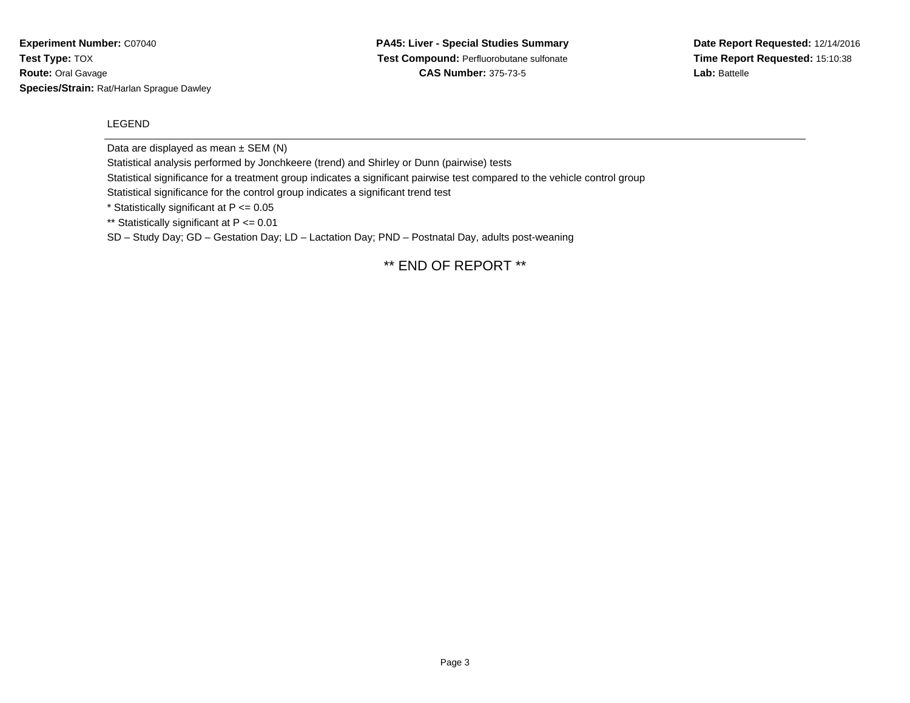**Experiment Number:** C07040
**Test Type:** TOX
**Route:** Oral Gavage
**Species/Strain:** Rat/Harlan Sprague Dawley

**PA45: Liver - Special Studies Summary**
**Test Compound:** Perfluorobutane sulfonate
**CAS Number:** 375-73-5

**Date Report Requested:** 12/14/2016
**Time Report Requested:** 15:10:38
**Lab:** Battelle

LEGEND

Data are displayed as mean ± SEM (N)

Statistical analysis performed by Jonchkeere (trend) and Shirley or Dunn (pairwise) tests

Statistical significance for a treatment group indicates a significant pairwise test compared to the vehicle control group

Statistical significance for the control group indicates a significant trend test

* Statistically significant at P <= 0.05

** Statistically significant at P <= 0.01

SD – Study Day; GD – Gestation Day; LD – Lactation Day; PND – Postnatal Day, adults post-weaning

** END OF REPORT **